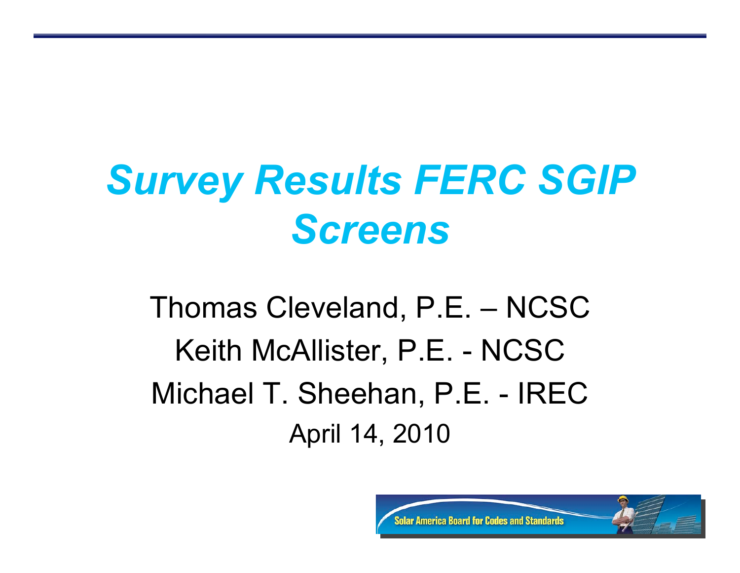# *Survey Results FERC SGIP Screens*

Thomas Cleveland, P.E. – NCSC

Keith McAllister, P.E. - NCSC

Michael T. Sheehan, P.E. - IREC

April 14, 2010

Solar America Board for Codes and Standards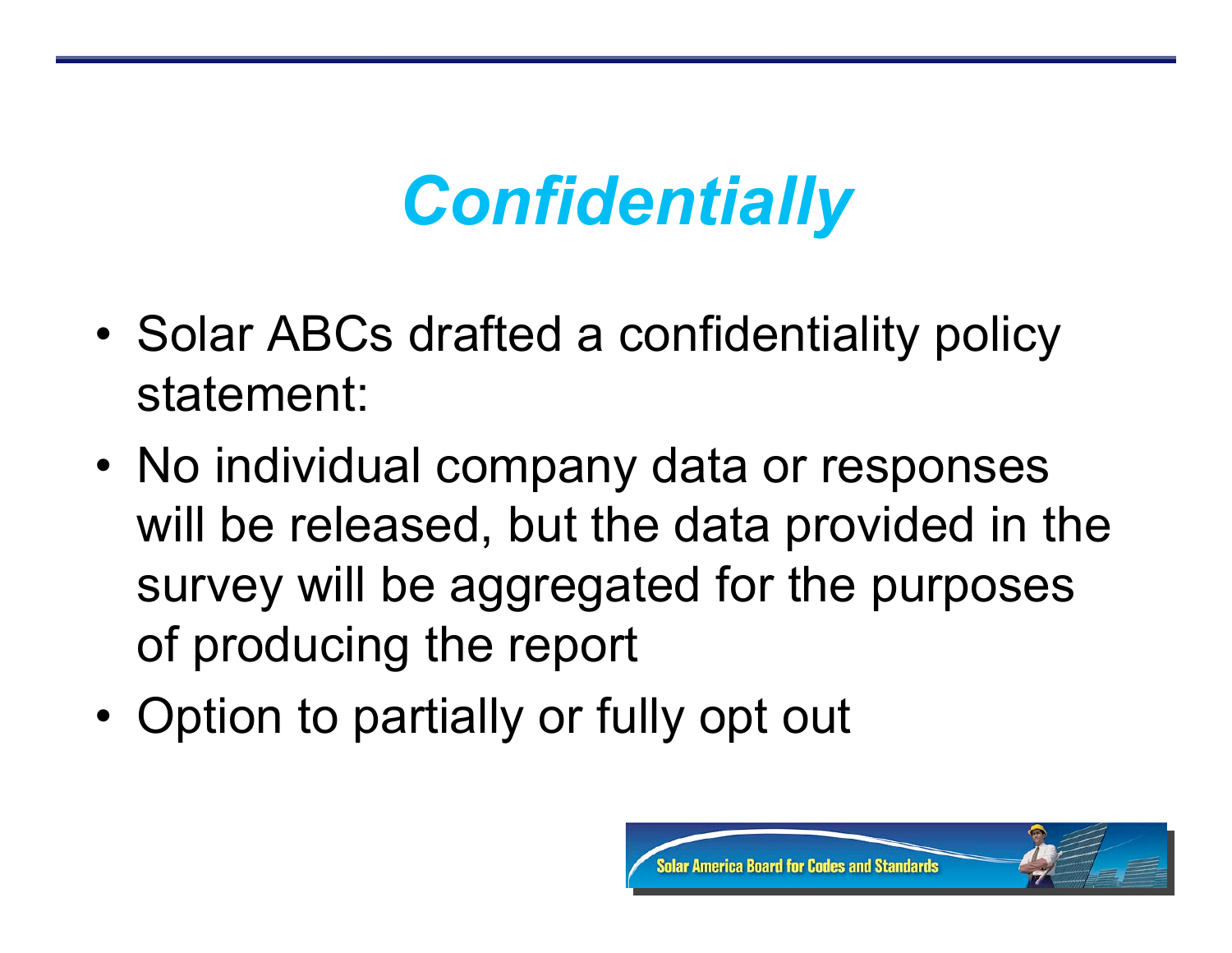# *Confidentially*

- Solar ABCs drafted a confidentiality policy statement:
- No individual company data or responses will be released, but the data provided in the survey will be aggregated for the purposes of producing the report
- Option to partially or fully opt out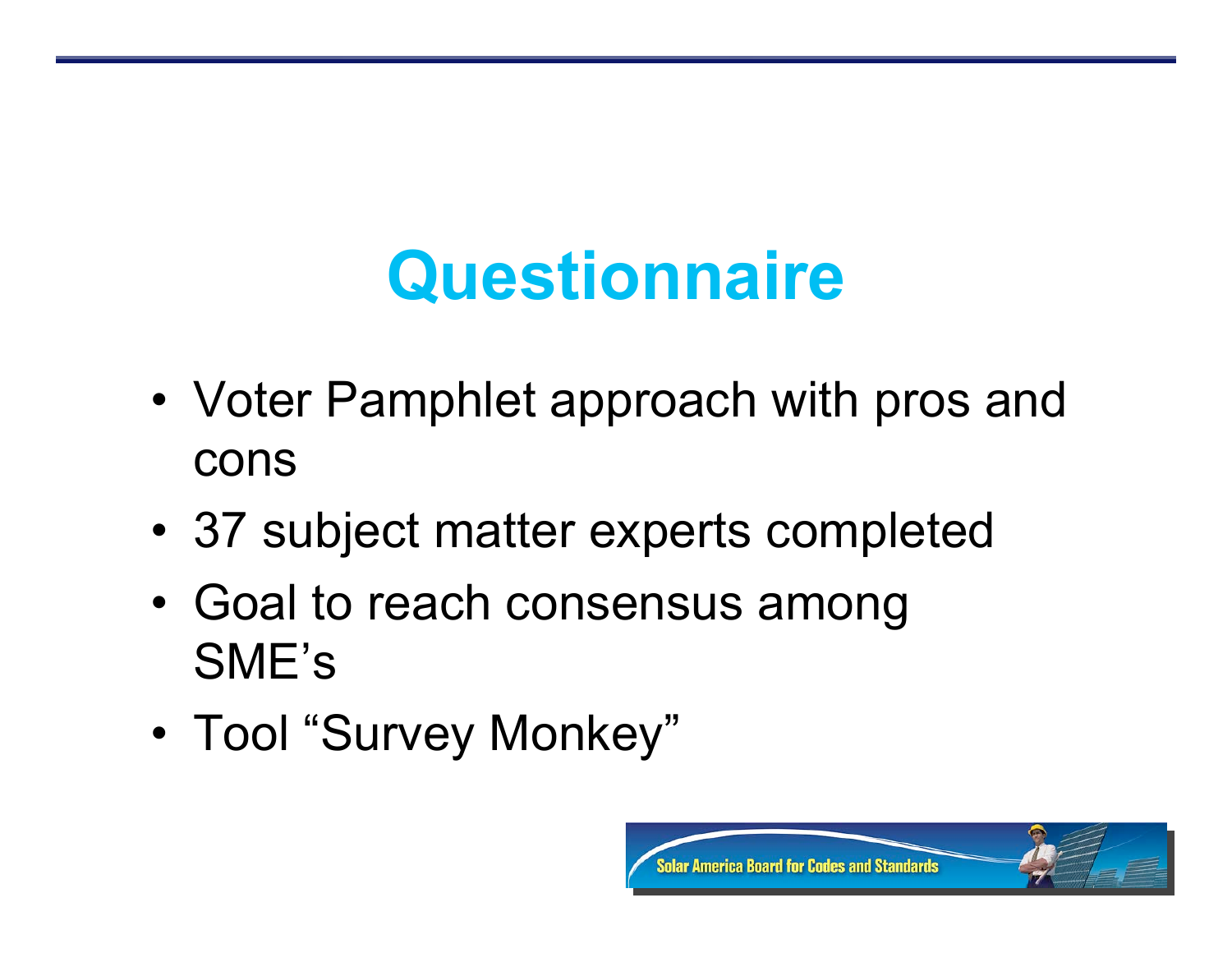# Questionnaire

- Voter Pamphlet approach with pros and cons
- 37 subject matter experts completed
- Goal to reach consensus among SME's
- Tool "Survey Monkey"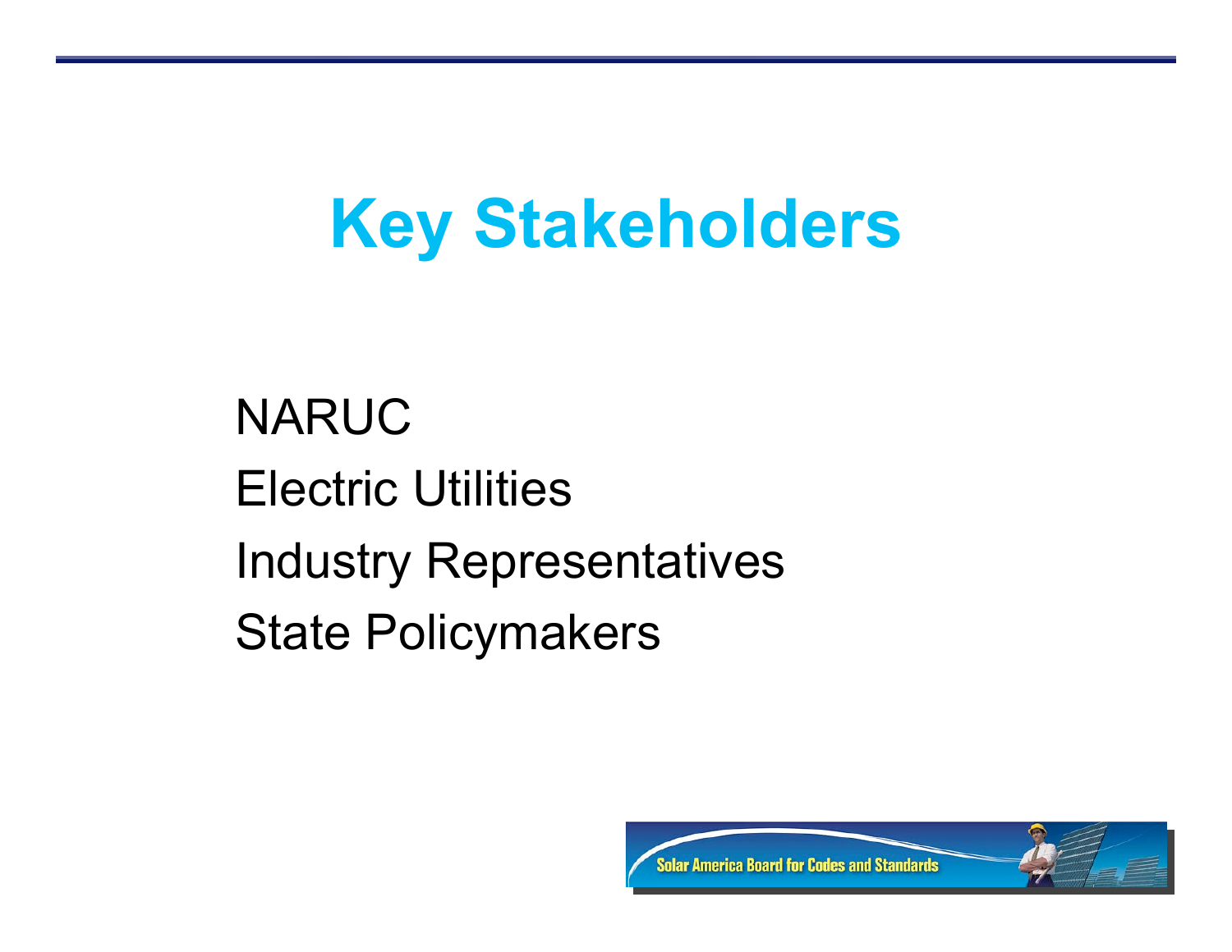# Key Stakeholders

NARUC

Electric Utilities

Industry Representatives

State Policymakers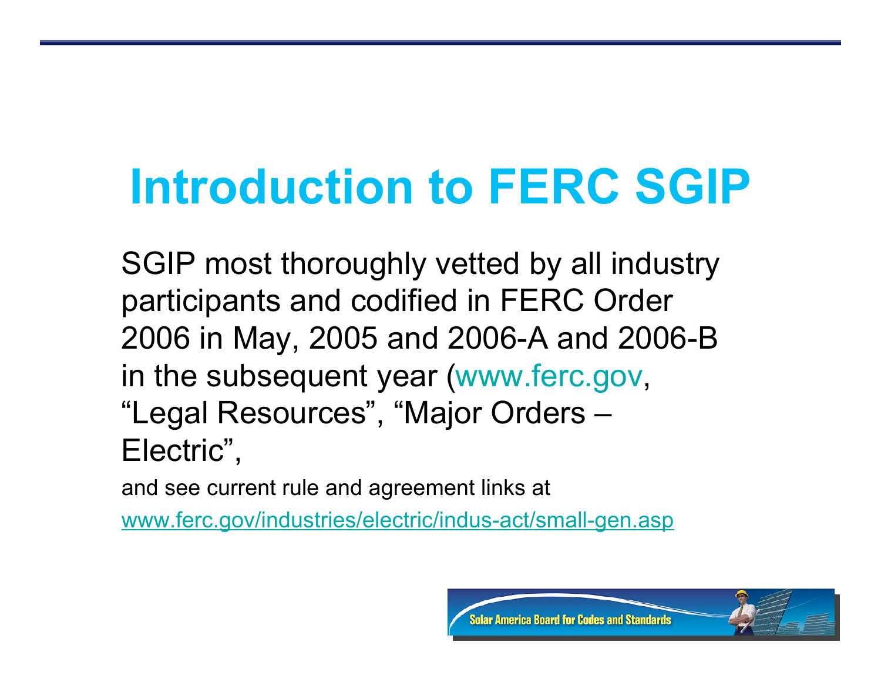# Introduction to FERC SGIP

SGIP most thoroughly vetted by all industry participants and codified in FERC Order 2006 in May, 2005 and 2006-A and 2006-B in the subsequent year (www.ferc.gov, "Legal Resources", "Major Orders – Electric",

and see current rule and agreement links at

www.ferc.gov/industries/electric/indus-act/small-gen.asp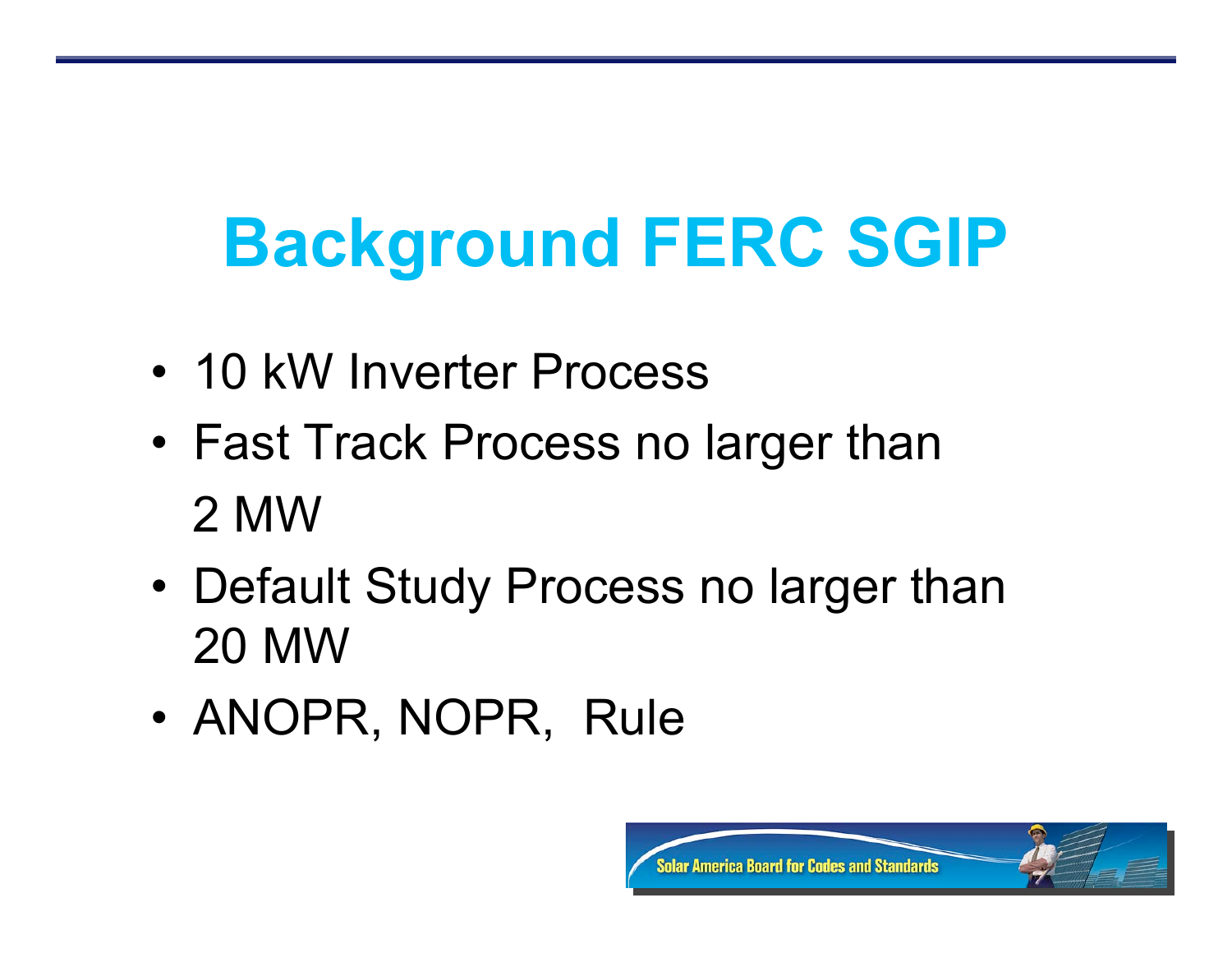# Background FERC SGIP

- 10 kW Inverter Process
- Fast Track Process no larger than 2 MW
- Default Study Process no larger than 20 MW
- ANOPR, NOPR, Rule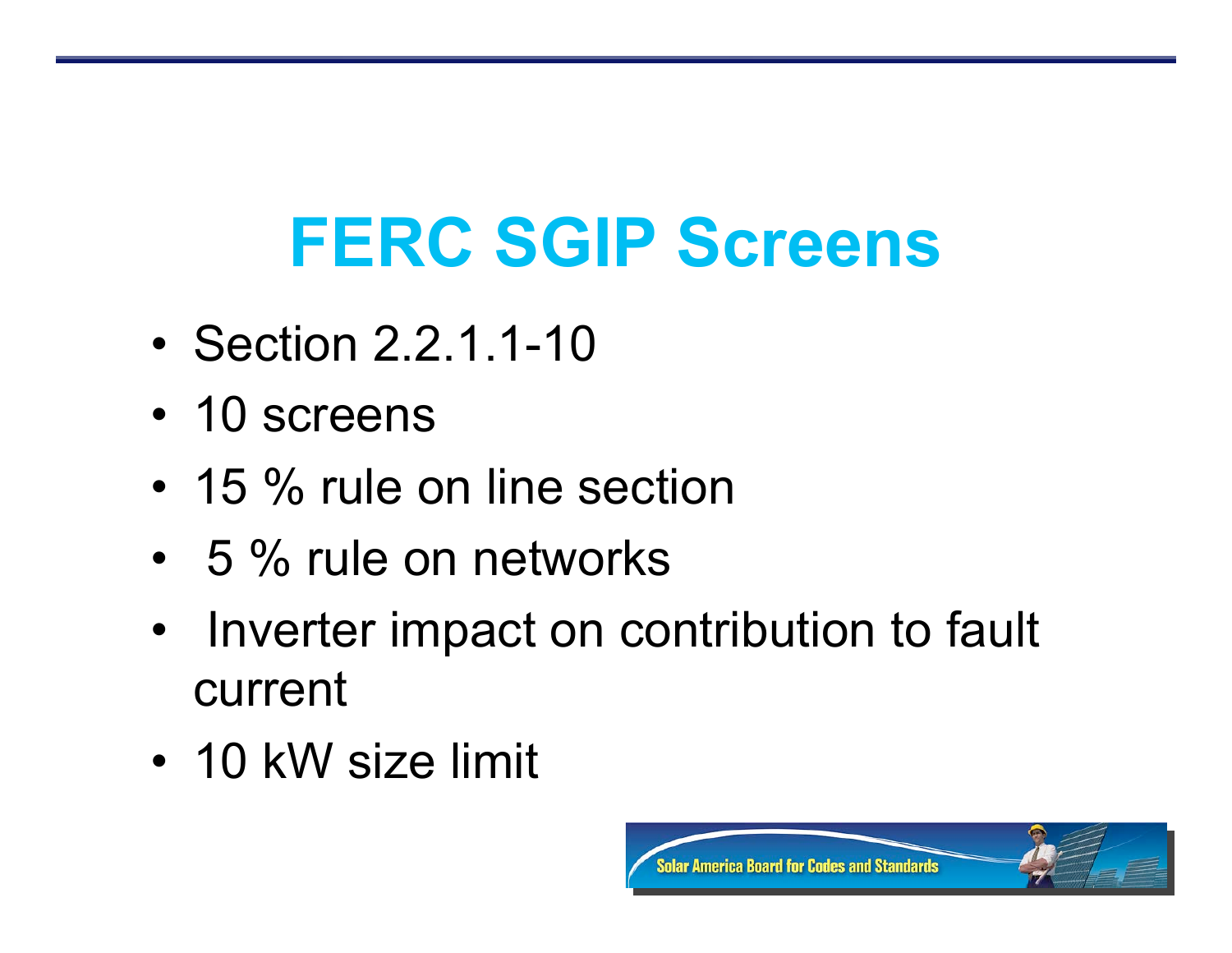# FERC SGIP Screens

- Section 2.2.1.1-10
- 10 screens
- 15 % rule on line section
- 5 % rule on networks
- Inverter impact on contribution to fault current
- 10 kW size limit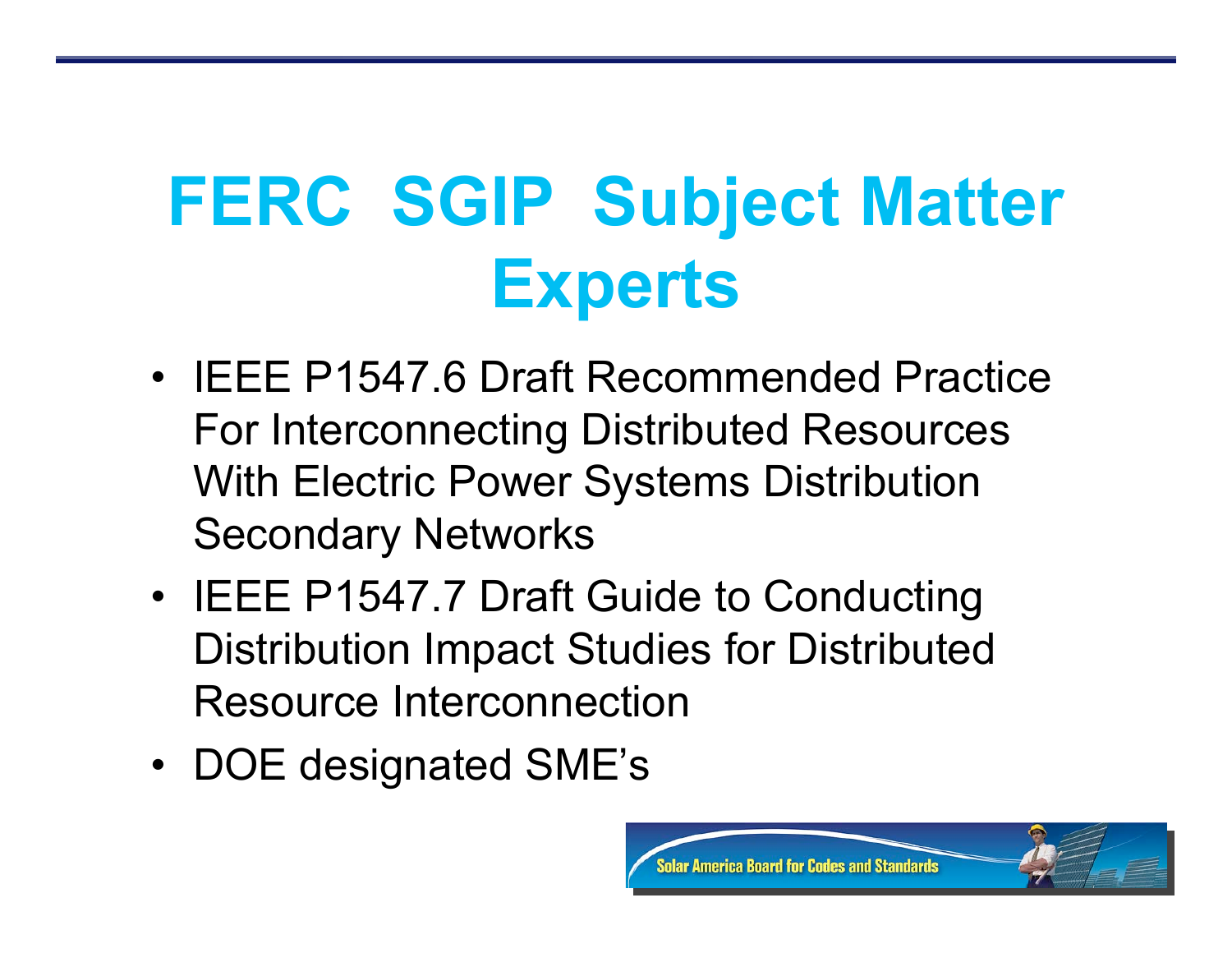# FERC SGIP Subject Matter Experts

- IEEE P1547.6 Draft Recommended Practice For Interconnecting Distributed Resources With Electric Power Systems Distribution Secondary Networks
- IEEE P1547.7 Draft Guide to Conducting Distribution Impact Studies for Distributed Resource Interconnection
- DOE designated SME's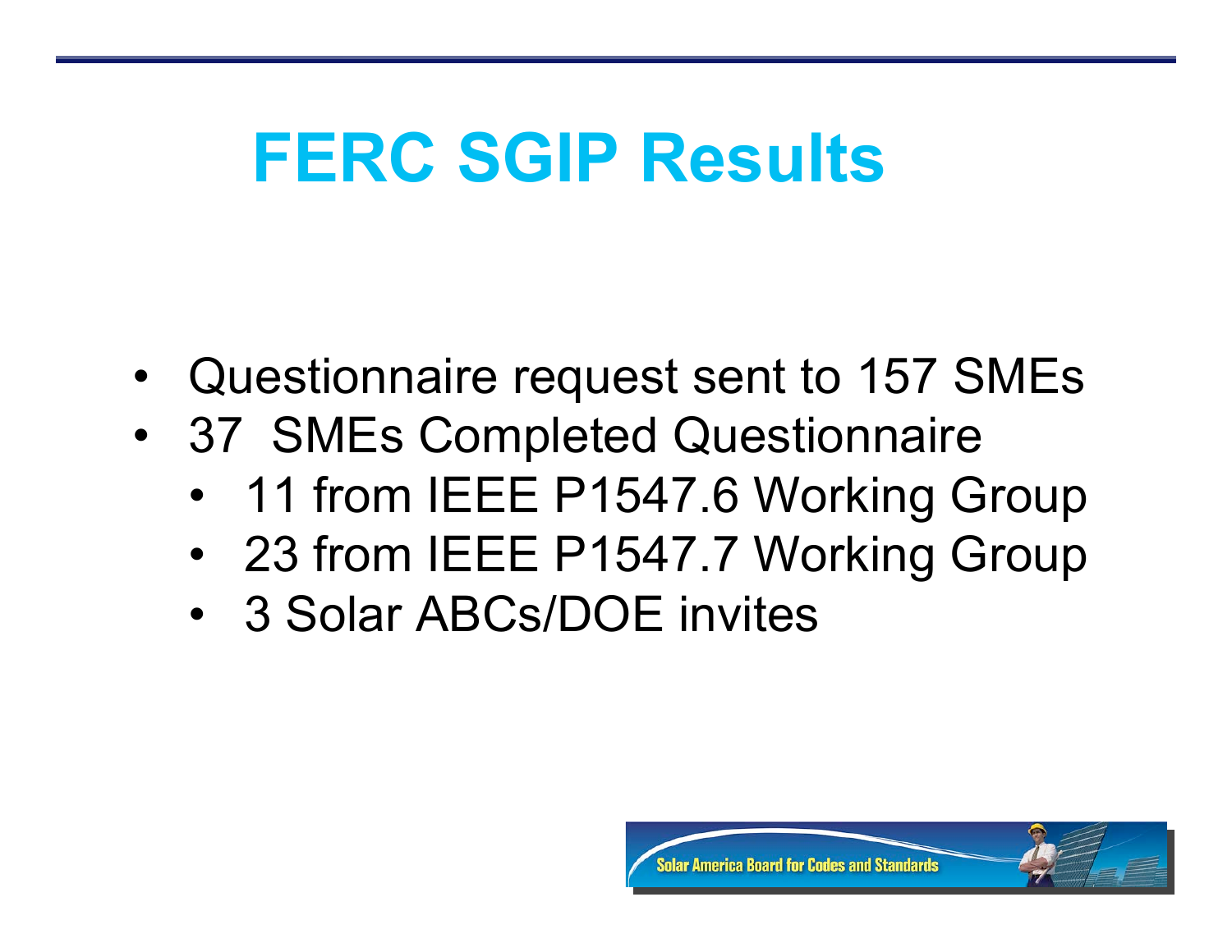# FERC SGIP Results

- Questionnaire request sent to 157 SMEs
- 37 SMEs Completed Questionnaire
  - 11 from IEEE P1547.6 Working Group
  - 23 from IEEE P1547.7 Working Group
  - 3 Solar ABCs/DOE invites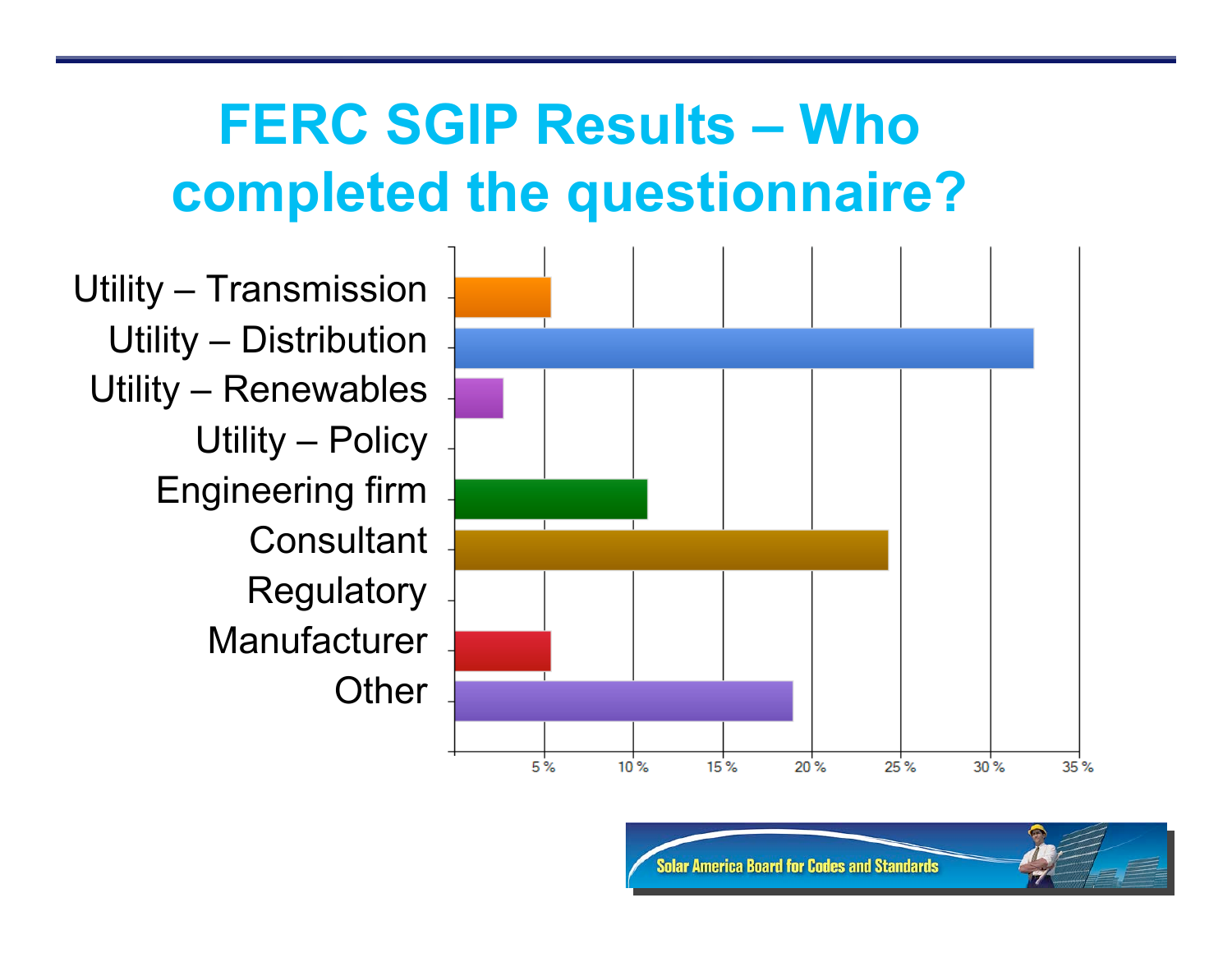# FERC SGIP Results – Who completed the questionnaire?

| Category | Approx. % |
|---|---|
| Utility – Transmission | ~5.4% |
| Utility – Distribution | ~32.4% |
| Utility – Renewables | ~2.7% |
| Utility – Policy | 0% |
| Engineering firm | ~10.8% |
| Consultant | ~24.3% |
| Regulatory | 0% |
| Manufacturer | ~5.4% |
| Other | ~18.9% |

Solar America Board for Codes and Standards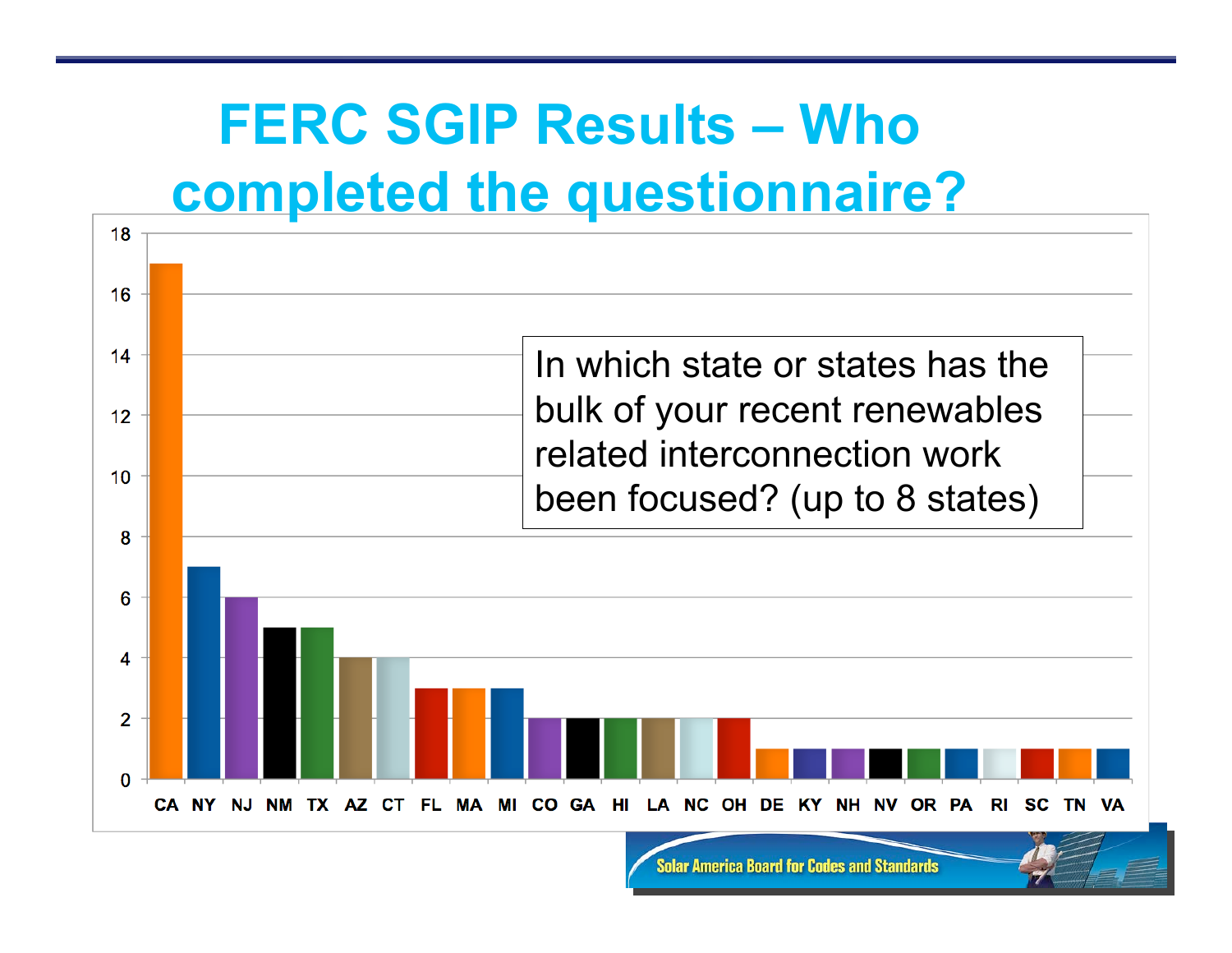# FERC SGIP Results – Who completed the questionnaire?

In which state or states has the bulk of your recent renewables related interconnection work been focused? (up to 8 states)

| State | Count |
|---|---|
| CA | 17 |
| NY | 7 |
| NJ | 6 |
| NM | 5 |
| TX | 5 |
| AZ | 4 |
| CT | 4 |
| FL | 3 |
| MA | 3 |
| MI | 3 |
| CO | 2 |
| GA | 2 |
| HI | 2 |
| LA | 2 |
| NC | 2 |
| OH | 2 |
| DE | 1 |
| KY | 1 |
| NH | 1 |
| NV | 1 |
| OR | 1 |
| PA | 1 |
| RI | 1 |
| SC | 1 |
| TN | 1 |
| VA | 1 |

Solar America Board for Codes and Standards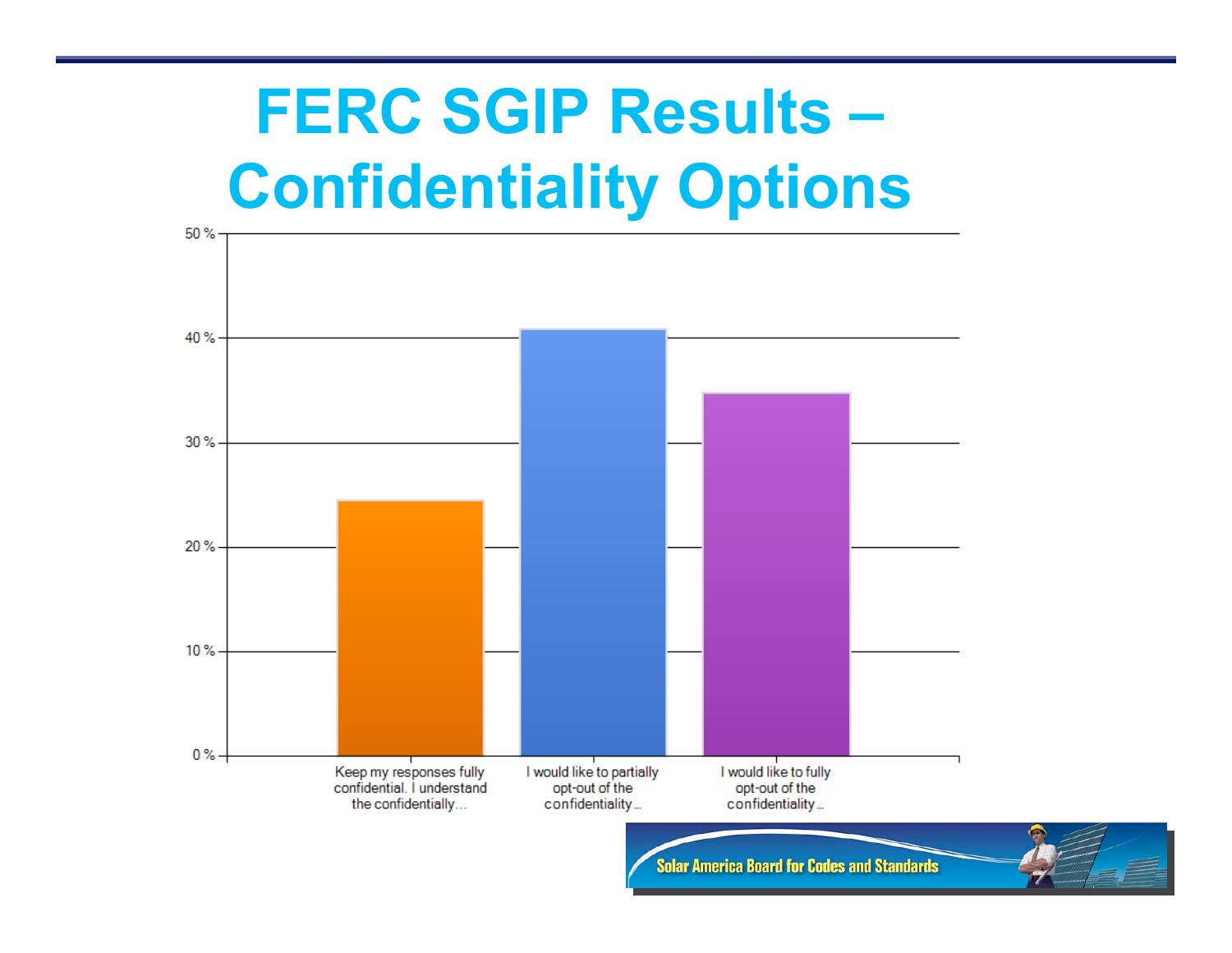# FERC SGIP Results – Confidentiality Options

| Response | Percentage (approx.) |
|---|---|
| Keep my responses fully confidential. I understand the confidentially… | ~24.5 % |
| I would like to partially opt-out of the confidentiality… | ~41 % |
| I would like to fully opt-out of the confidentiality… | ~35 % |

Solar America Board for Codes and Standards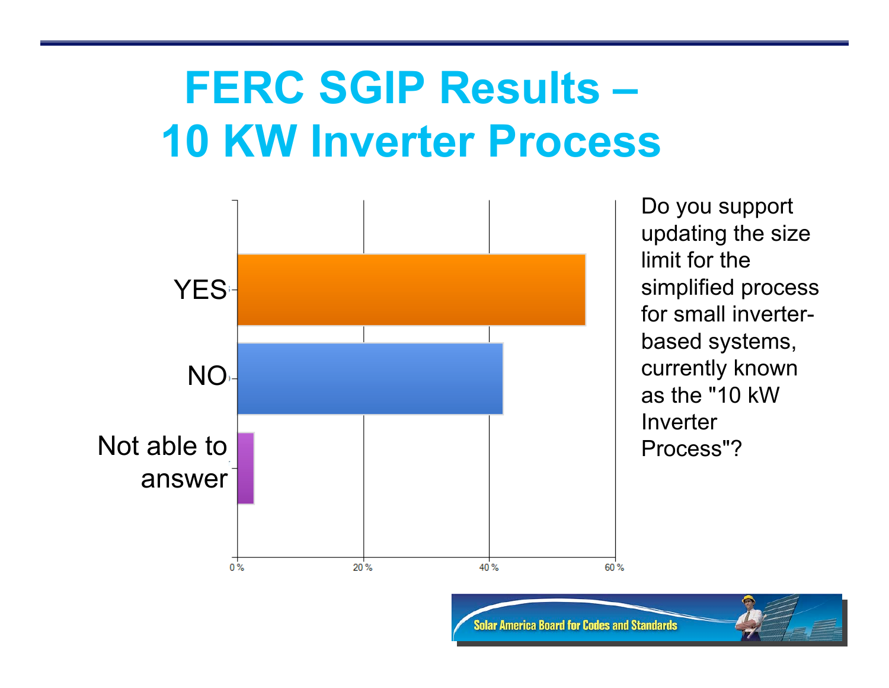# FERC SGIP Results – 10 KW Inverter Process

| Response | Approx. % |
|---|---|
| YES | ~55% |
| NO | ~42% |
| Not able to answer | ~3% |

Axis: 0 %, 20 %, 40 %, 60 %

Do you support updating the size limit for the simplified process for small inverter-based systems, currently known as the "10 kW Inverter Process"?

Solar America Board for Codes and Standards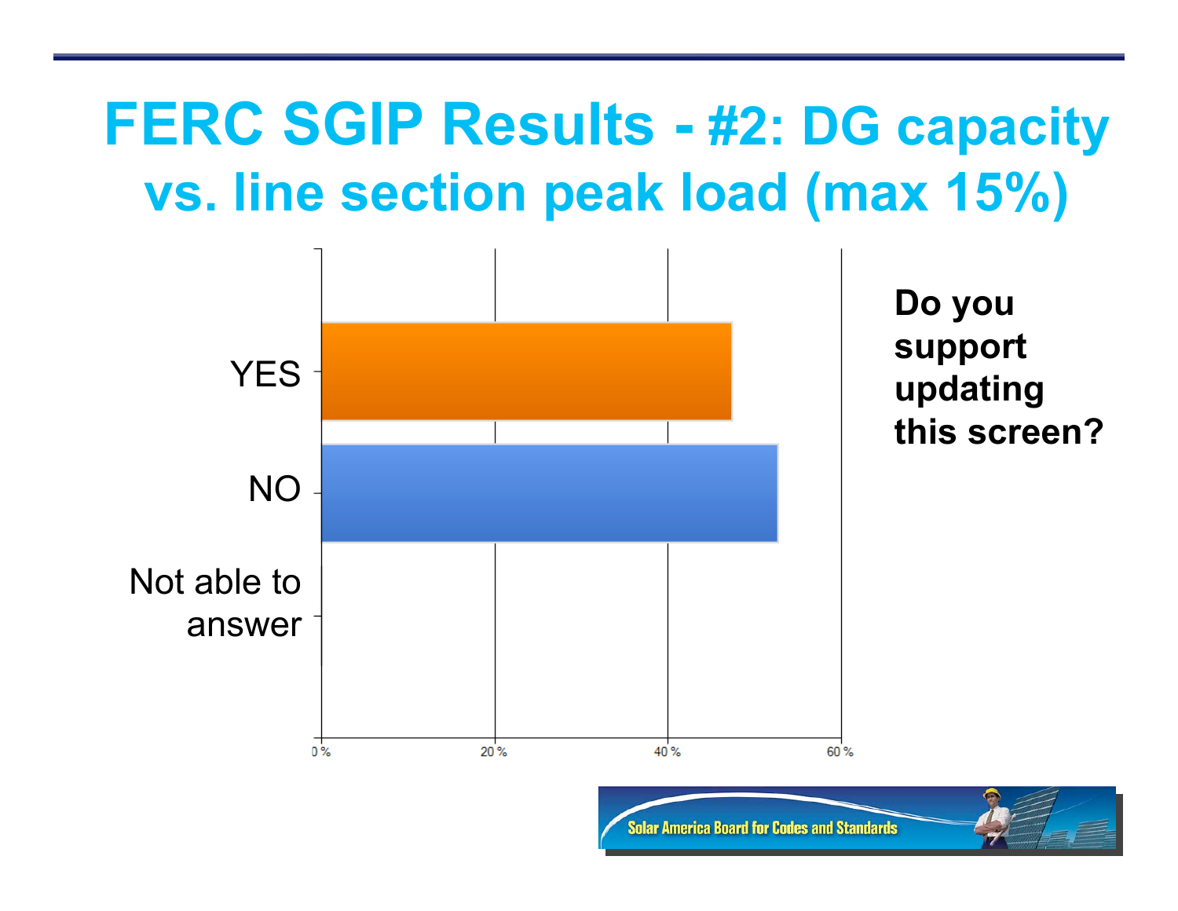# FERC SGIP Results - #2: DG capacity vs. line section peak load (max 15%)

**Do you support updating this screen?**

| Response | Approximate % |
| --- | --- |
| YES | ~47% |
| NO | ~53% |
| Not able to answer | 0% |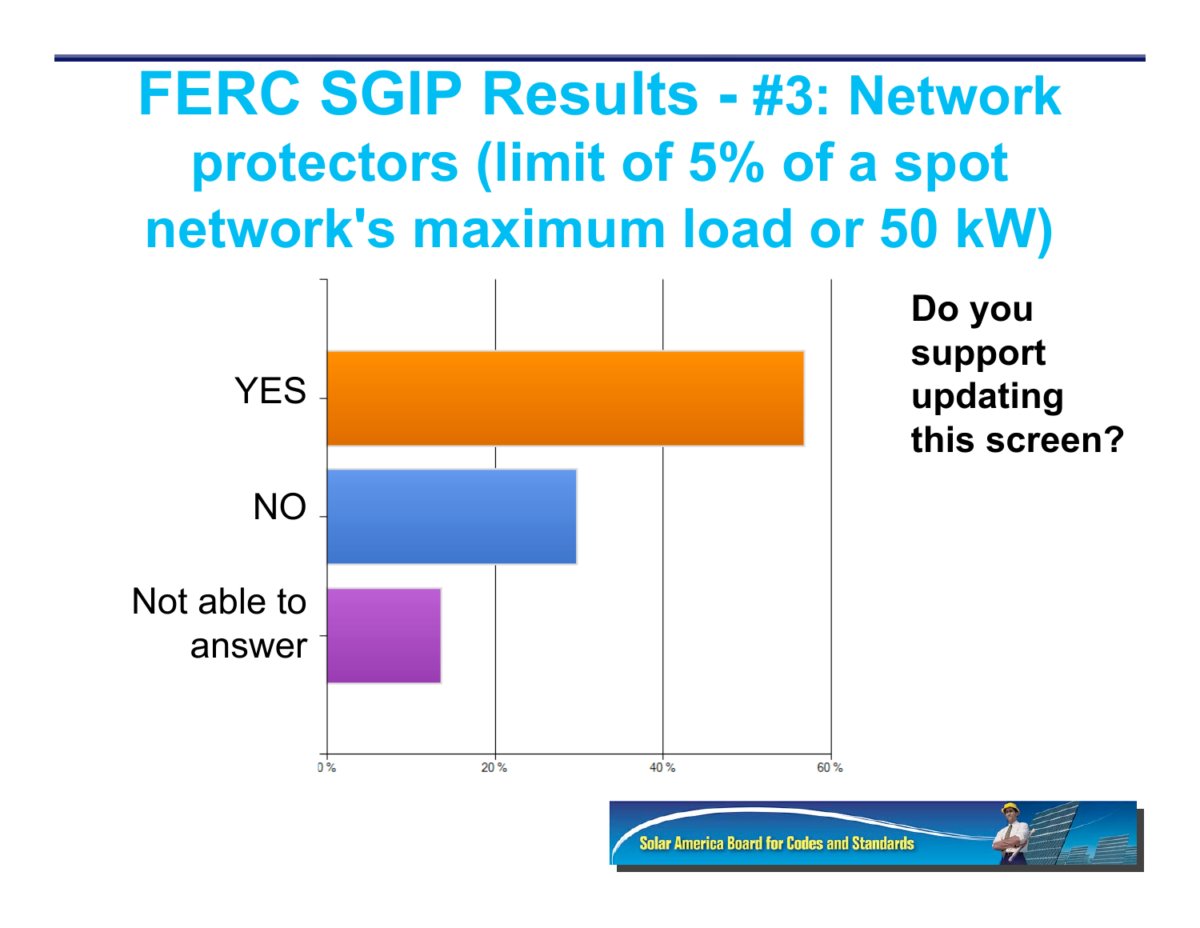# FERC SGIP Results - #3: Network protectors (limit of 5% of a spot network's maximum load or 50 kW)

**Do you support updating this screen?**

| Response | Approximate share |
|---|---|
| YES | ~57% |
| NO | ~30% |
| Not able to answer | ~14% |

Solar America Board for Codes and Standards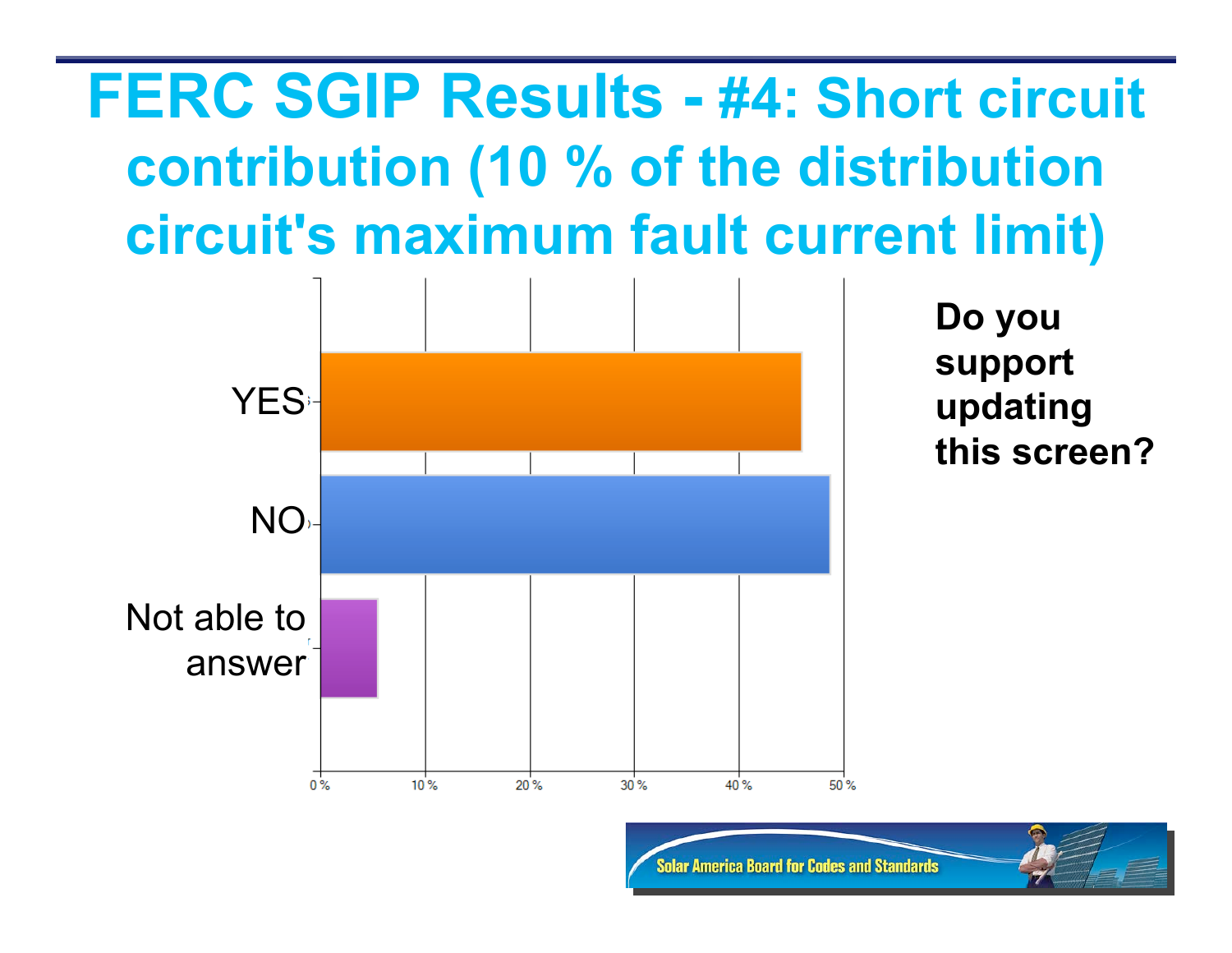# FERC SGIP Results - #4: Short circuit contribution (10 % of the distribution circuit's maximum fault current limit)

YES

NO

Not able to answer

0 % 10 % 20 % 30 % 40 % 50 %

**Do you support updating this screen?**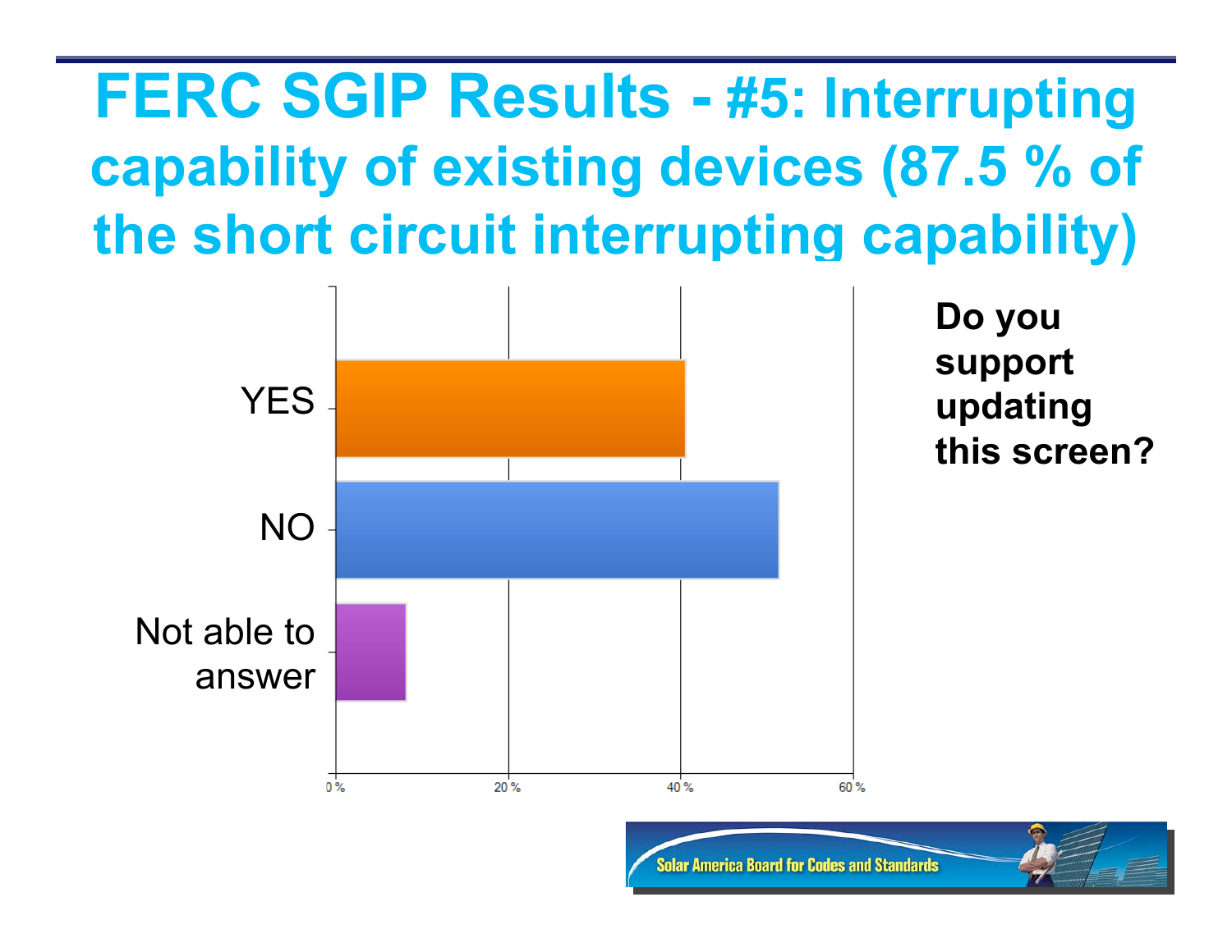# FERC SGIP Results - #5: Interrupting capability of existing devices (87.5 % of the short circuit interrupting capability)

| Response | Approx. % |
|---|---|
| YES | ~40% |
| NO | ~51% |
| Not able to answer | ~8% |

**Do you support updating this screen?**

Solar America Board for Codes and Standards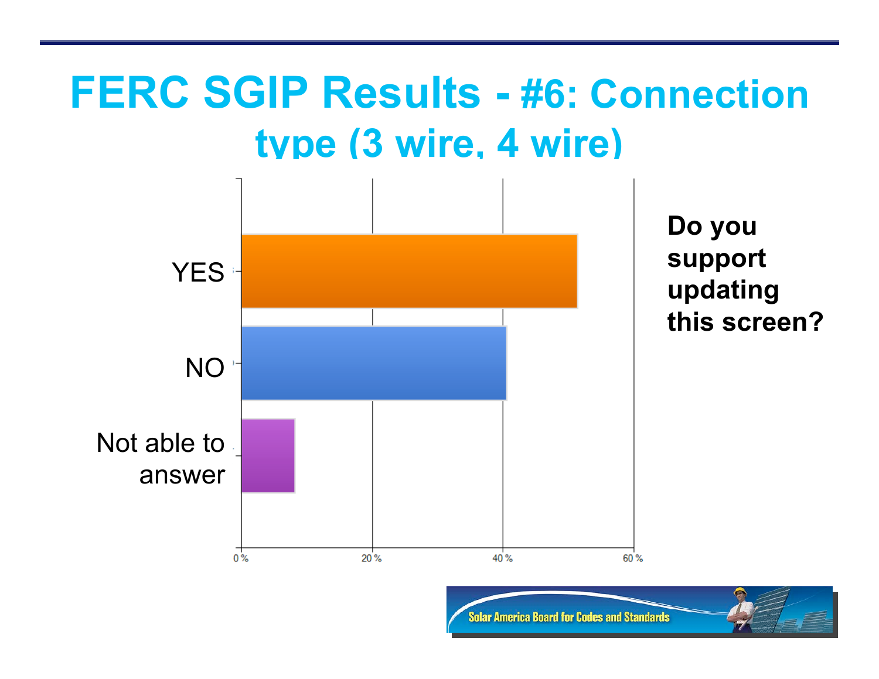# FERC SGIP Results - #6: Connection type (3 wire, 4 wire)

**Do you support updating this screen?**

| Response | Approx. % |
| --- | --- |
| YES | ~51% |
| NO | ~40% |
| Not able to answer | ~8% |

Solar America Board for Codes and Standards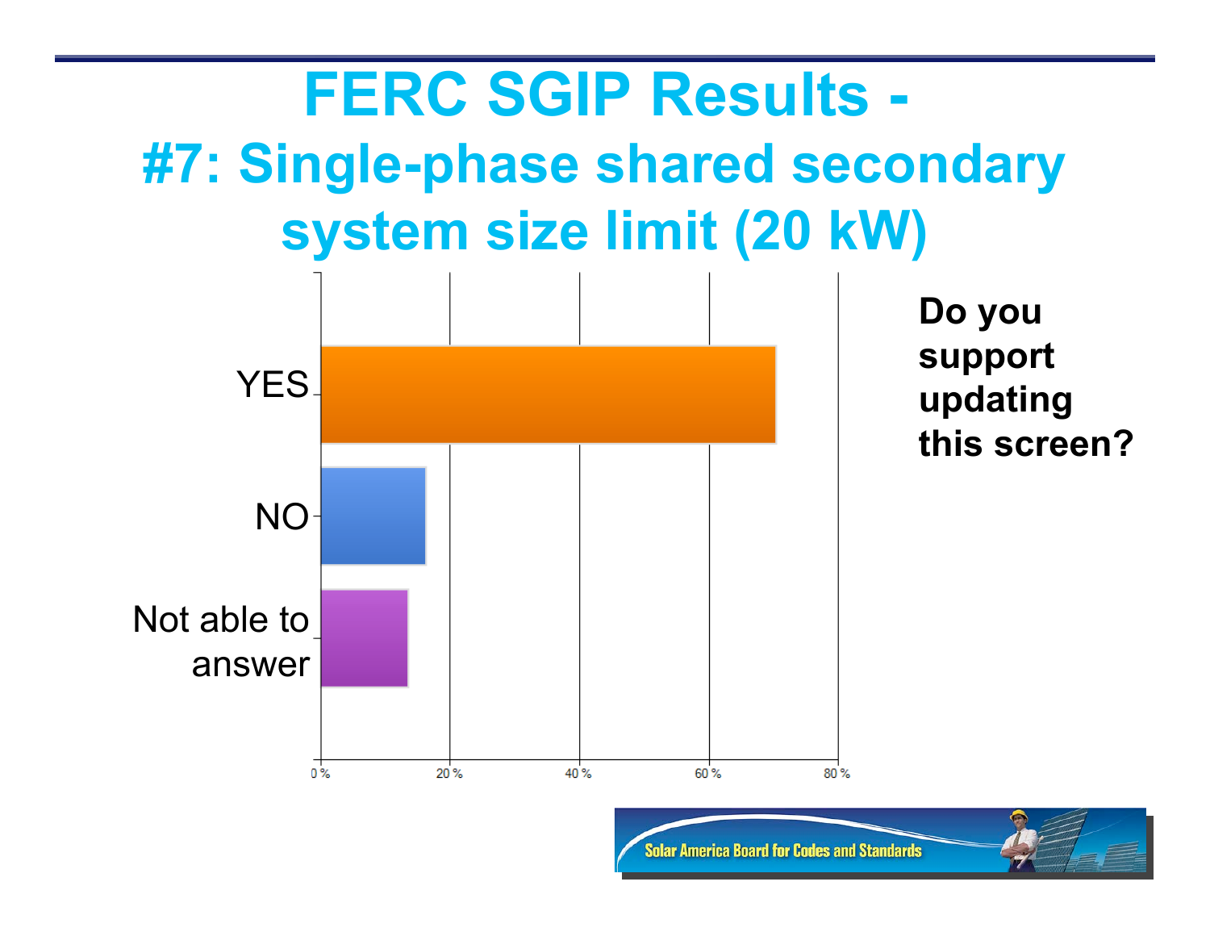# FERC SGIP Results -

## #7: Single-phase shared secondary system size limit (20 kW)

**Do you support updating this screen?**

YES

NO

Not able to answer

0 % 20 % 40 % 60 % 80 %

Solar America Board for Codes and Standards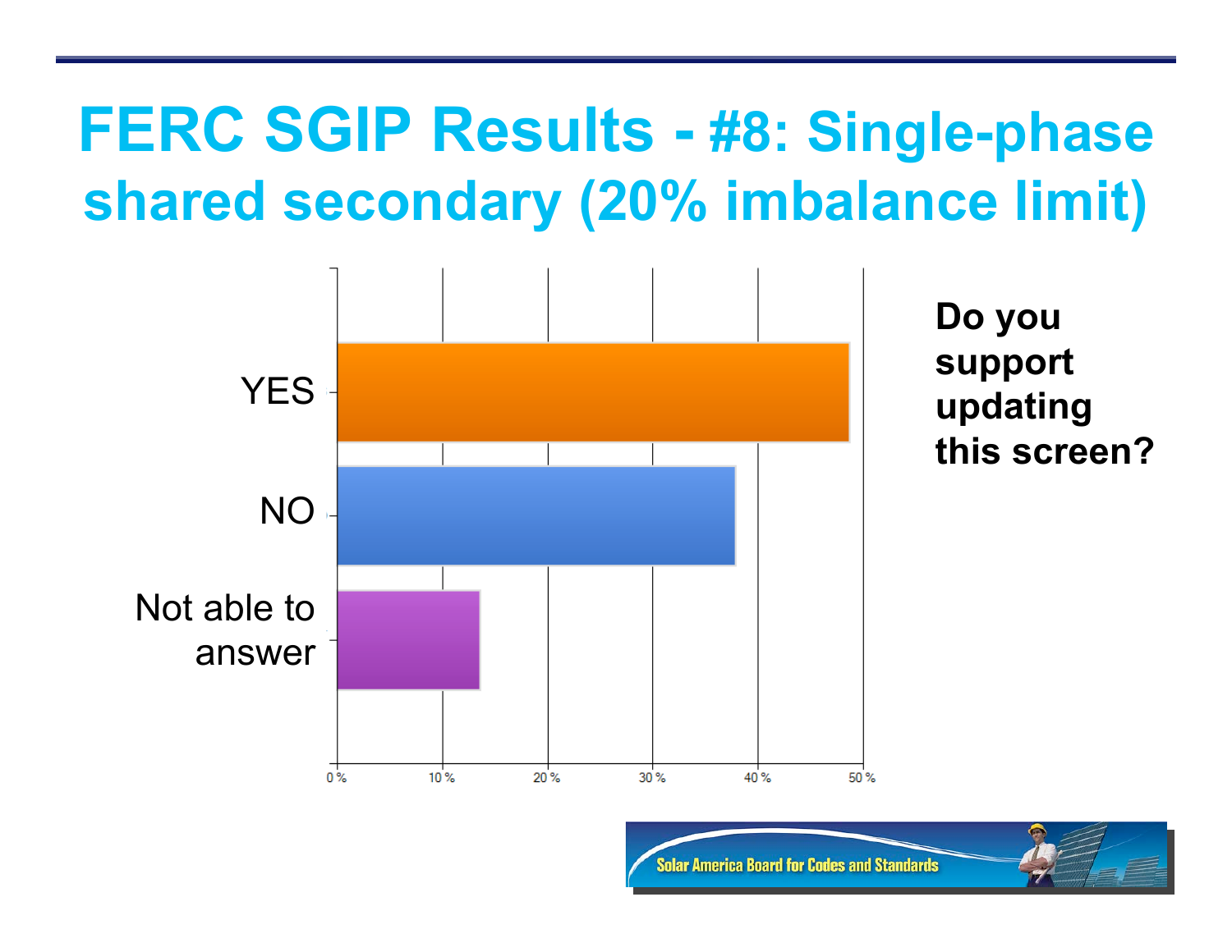# FERC SGIP Results - #8: Single-phase shared secondary (20% imbalance limit)

YES

NO

Not able to answer

0 % 10 % 20 % 30 % 40 % 50 %

**Do you support updating this screen?**

Solar America Board for Codes and Standards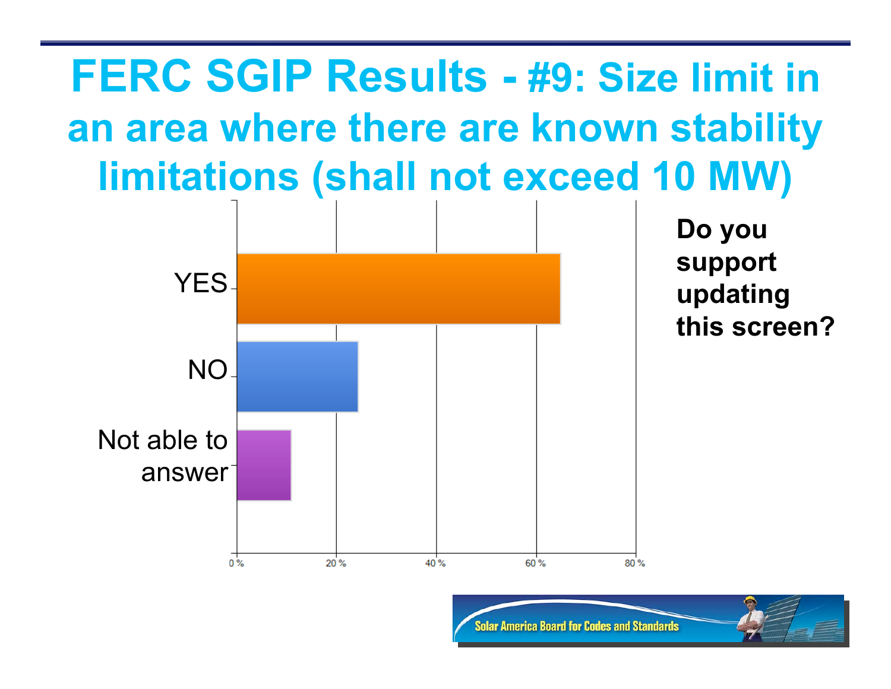# FERC SGIP Results - #9: Size limit in an area where there are known stability limitations (shall not exceed 10 MW)

**Do you support updating this screen?**

| Response | Approx. % |
|---|---|
| YES | ~65% |
| NO | ~24% |
| Not able to answer | ~11% |

Axis: 0 %, 20 %, 40 %, 60 %, 80 %

Solar America Board for Codes and Standards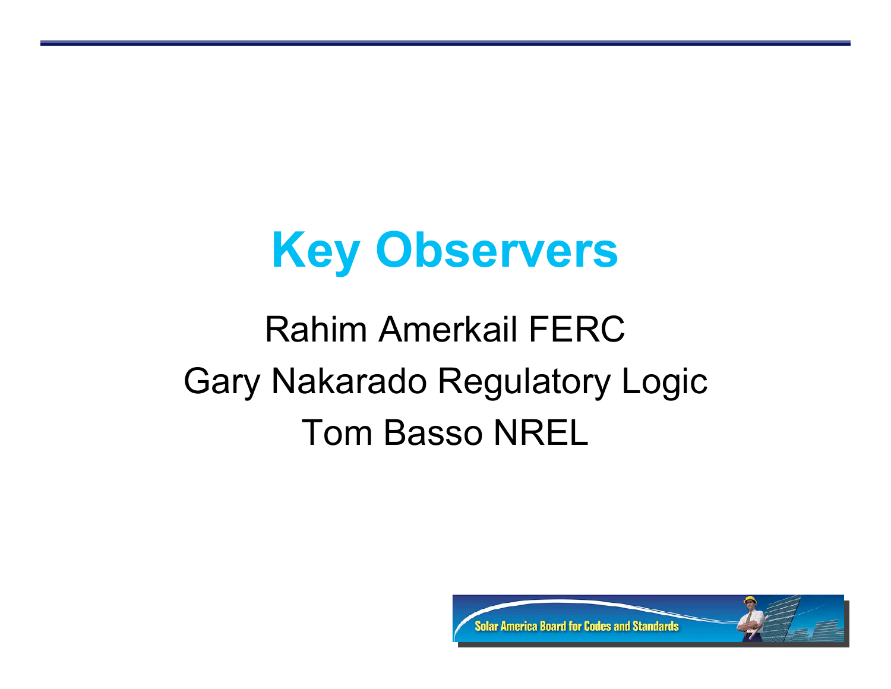# Key Observers

Rahim Amerkail FERC

Gary Nakarado Regulatory Logic

Tom Basso NREL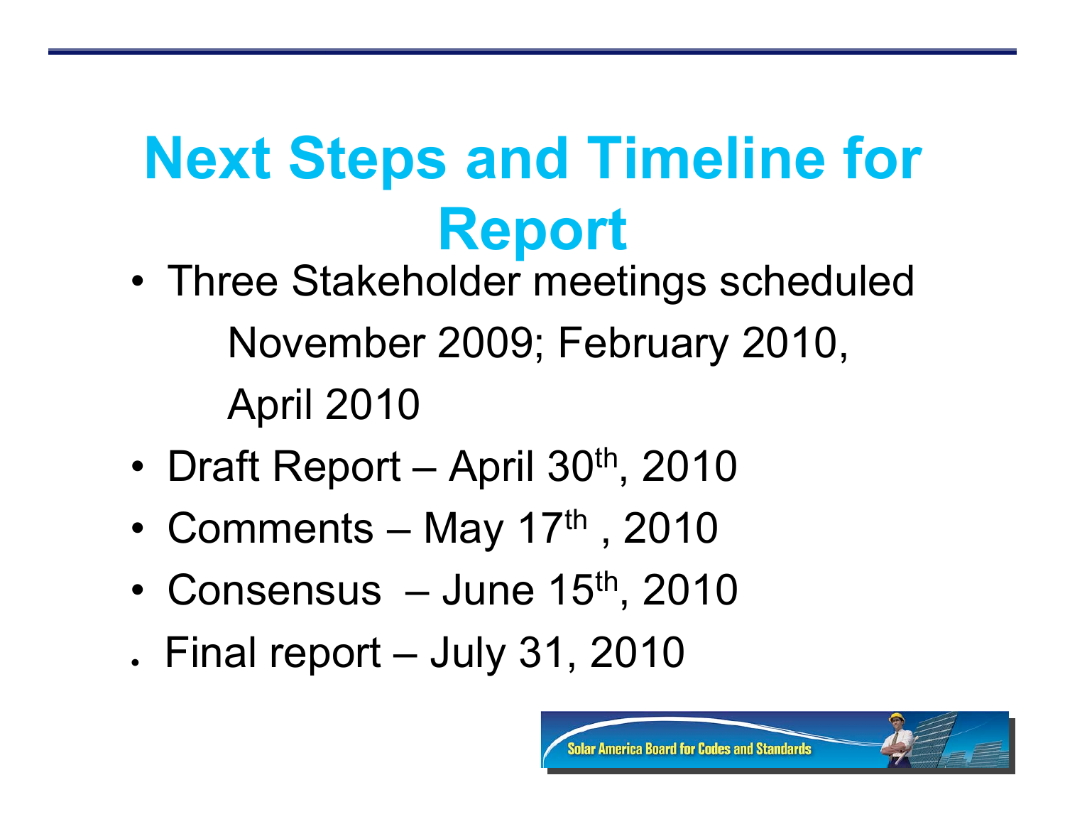# Next Steps and Timeline for Report

- Three Stakeholder meetings scheduled
  November 2009; February 2010, April 2010
- Draft Report – April 30th, 2010
- Comments – May 17th , 2010
- Consensus – June 15th, 2010
- Final report – July 31, 2010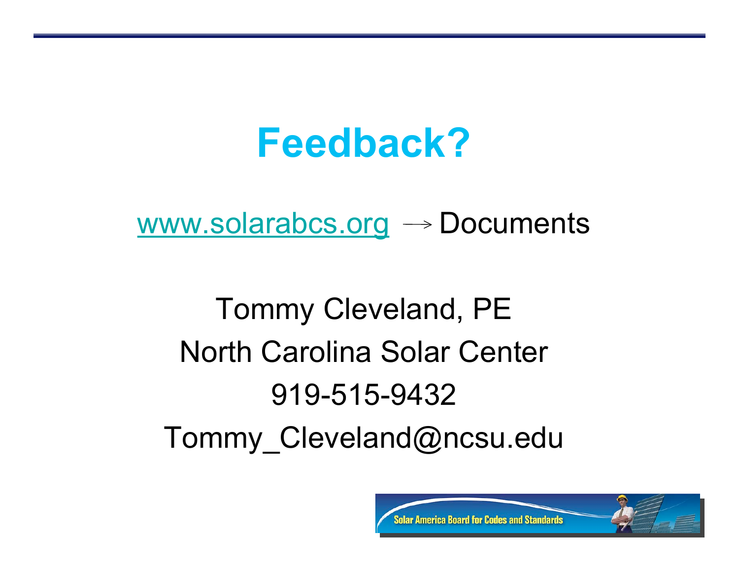# Feedback?

www.solarabcs.org → Documents

Tommy Cleveland, PE

North Carolina Solar Center

919-515-9432

Tommy_Cleveland@ncsu.edu

Solar America Board for Codes and Standards